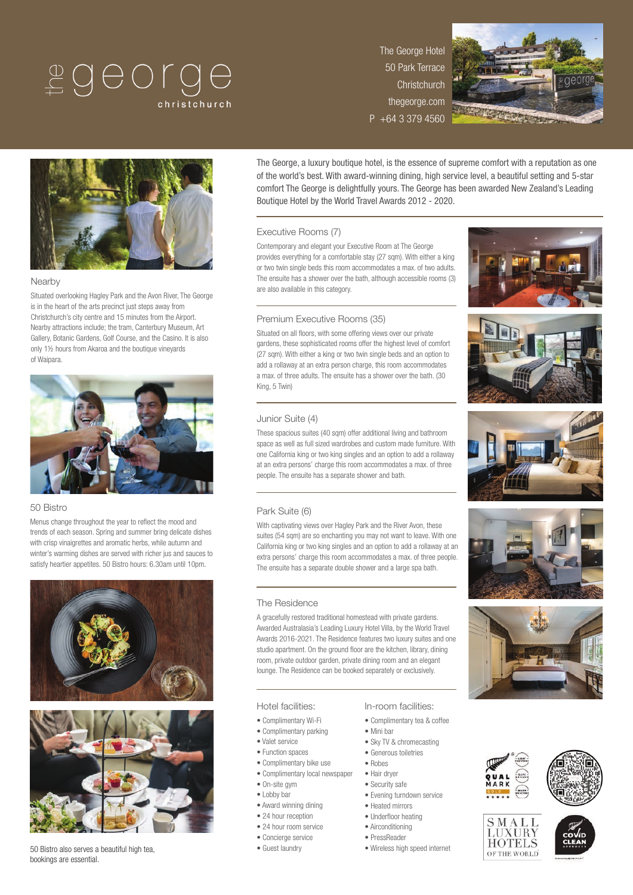# the george christchurch

The George Hotel
50 Park Terrace
Christchurch
thegeorge.com
P +64 3 379 4560

The George, a luxury boutique hotel, is the essence of supreme comfort with a reputation as one of the world's best. With award-winning dining, high service level, a beautiful setting and 5-star comfort The George is delightfully yours. The George has been awarded New Zealand's Leading Boutique Hotel by the World Travel Awards 2012 - 2020.

## Nearby

Situated overlooking Hagley Park and the Avon River, The George is in the heart of the arts precinct just steps away from Christchurch's city centre and 15 minutes from the Airport. Nearby attractions include; the tram, Canterbury Museum, Art Gallery, Botanic Gardens, Golf Course, and the Casino. It is also only 1½ hours from Akaroa and the boutique vineyards of Waipara.

## 50 Bistro

Menus change throughout the year to reflect the mood and trends of each season. Spring and summer bring delicate dishes with crisp vinaigrettes and aromatic herbs, while autumn and winter's warming dishes are served with richer jus and sauces to satisfy heartier appetites. 50 Bistro hours: 6.30am until 10pm.

50 Bistro also serves a beautiful high tea, bookings are essential.

## Executive Rooms (7)

Contemporary and elegant your Executive Room at The George provides everything for a comfortable stay (27 sqm). With either a king or two twin single beds this room accommodates a max. of two adults. The ensuite has a shower over the bath, although accessible rooms (3) are also available in this category.

## Premium Executive Rooms (35)

Situated on all floors, with some offering views over our private gardens, these sophisticated rooms offer the highest level of comfort (27 sqm). With either a king or two twin single beds and an option to add a rollaway at an extra person charge, this room accommodates a max. of three adults. The ensuite has a shower over the bath. (30 King, 5 Twin)

## Junior Suite (4)

These spacious suites (40 sqm) offer additional living and bathroom space as well as full sized wardrobes and custom made furniture. With one California king or two king singles and an option to add a rollaway at an extra persons' charge this room accommodates a max. of three people. The ensuite has a separate shower and bath.

## Park Suite (6)

With captivating views over Hagley Park and the River Avon, these suites (54 sqm) are so enchanting you may not want to leave. With one California king or two king singles and an option to add a rollaway at an extra persons' charge this room accommodates a max. of three people. The ensuite has a separate double shower and a large spa bath.

## The Residence

A gracefully restored traditional homestead with private gardens. Awarded Australasia's Leading Luxury Hotel Villa, by the World Travel Awards 2016-2021. The Residence features two luxury suites and one studio apartment. On the ground floor are the kitchen, library, dining room, private outdoor garden, private dining room and an elegant lounge. The Residence can be booked separately or exclusively.

## Hotel facilities:

- Complimentary Wi-Fi
- Complimentary parking
- Valet service
- Function spaces
- Complimentary bike use
- Complimentary local newspaper
- On-site gym
- Lobby bar
- Award winning dining
- 24 hour reception
- 24 hour room service
- Concierge service
- Guest laundry

## In-room facilities:

- Complimentary tea & coffee
- Mini bar
- Sky TV & chromecasting
- Generous toiletries
- Robes
- Hair dryer
- Security safe
- Evening turndown service
- Heated mirrors
- Underfloor heating
- Airconditioning
- PressReader
- Wireless high speed internet

QUALMARK GOLD

SMALL LUXURY HOTELS OF THE WORLD

COVID CLEAN APPROVED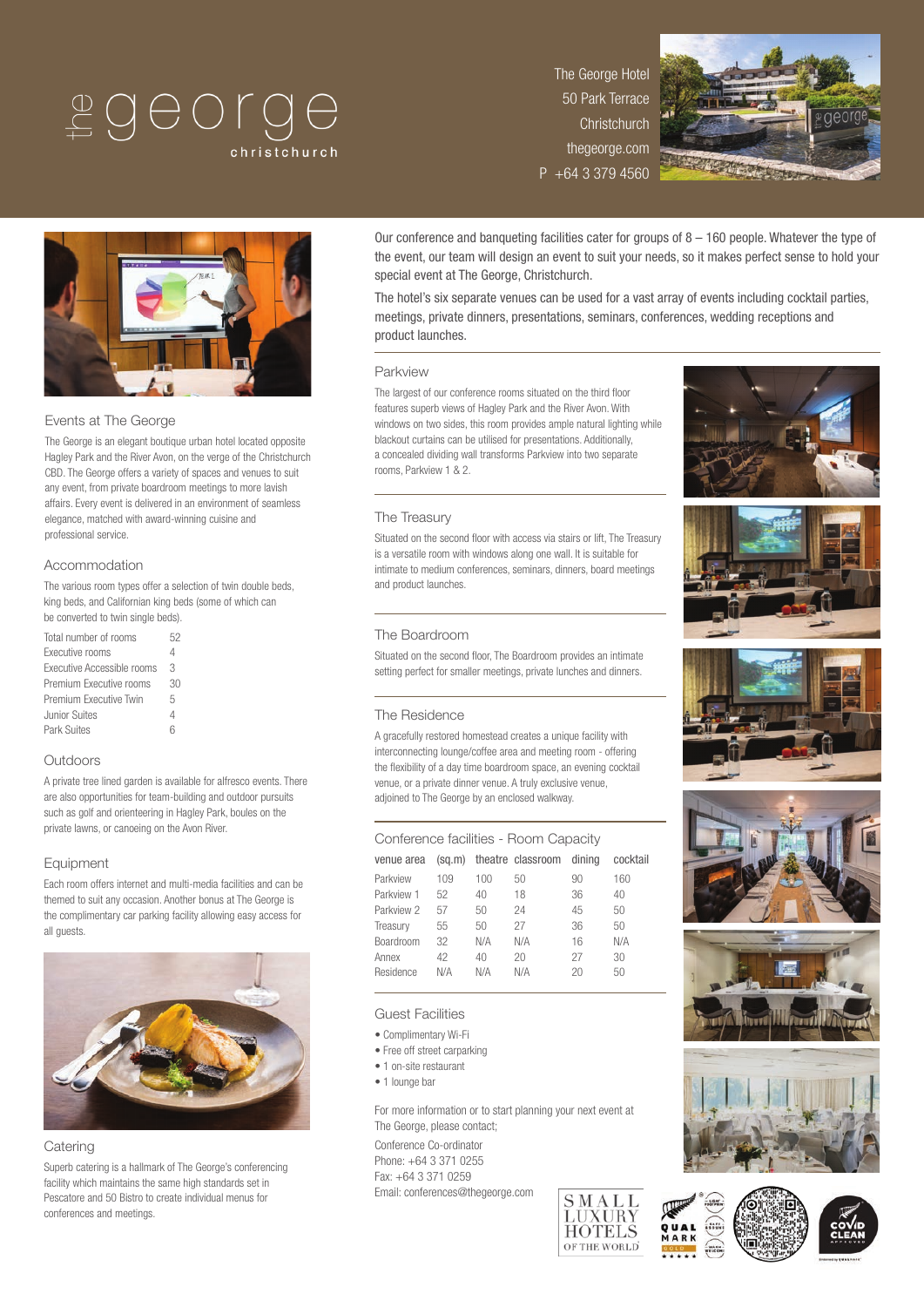# the george christchurch

The George Hotel
50 Park Terrace
Christchurch
thegeorge.com
P +64 3 379 4560

Our conference and banqueting facilities cater for groups of 8 – 160 people. Whatever the type of the event, our team will design an event to suit your needs, so it makes perfect sense to hold your special event at The George, Christchurch.

The hotel's six separate venues can be used for a vast array of events including cocktail parties, meetings, private dinners, presentations, seminars, conferences, wedding receptions and product launches.

## Events at The George

The George is an elegant boutique urban hotel located opposite Hagley Park and the River Avon, on the verge of the Christchurch CBD. The George offers a variety of spaces and venues to suit any event, from private boardroom meetings to more lavish affairs. Every event is delivered in an environment of seamless elegance, matched with award-winning cuisine and professional service.

## Accommodation

The various room types offer a selection of twin double beds, king beds, and Californian king beds (some of which can be converted to twin single beds).

| | |
|---|---|
| Total number of rooms | 52 |
| Executive rooms | 4 |
| Executive Accessible rooms | 3 |
| Premium Executive rooms | 30 |
| Premium Executive Twin | 5 |
| Junior Suites | 4 |
| Park Suites | 6 |

## Outdoors

A private tree lined garden is available for alfresco events. There are also opportunities for team-building and outdoor pursuits such as golf and orienteering in Hagley Park, boules on the private lawns, or canoeing on the Avon River.

## Equipment

Each room offers internet and multi-media facilities and can be themed to suit any occasion. Another bonus at The George is the complimentary car parking facility allowing easy access for all guests.

## Catering

Superb catering is a hallmark of The George's conferencing facility which maintains the same high standards set in Pescatore and 50 Bistro to create individual menus for conferences and meetings.

## Parkview

The largest of our conference rooms situated on the third floor features superb views of Hagley Park and the River Avon. With windows on two sides, this room provides ample natural lighting while blackout curtains can be utilised for presentations. Additionally, a concealed dividing wall transforms Parkview into two separate rooms, Parkview 1 & 2.

## The Treasury

Situated on the second floor with access via stairs or lift, The Treasury is a versatile room with windows along one wall. It is suitable for intimate to medium conferences, seminars, dinners, board meetings and product launches.

## The Boardroom

Situated on the second floor, The Boardroom provides an intimate setting perfect for smaller meetings, private lunches and dinners.

## The Residence

A gracefully restored homestead creates a unique facility with interconnecting lounge/coffee area and meeting room - offering the flexibility of a day time boardroom space, an evening cocktail venue, or a private dinner venue. A truly exclusive venue, adjoined to The George by an enclosed walkway.

## Conference facilities - Room Capacity

| venue area | (sq.m) | theatre | classroom | dining | cocktail |
|---|---|---|---|---|---|
| Parkview | 109 | 100 | 50 | 90 | 160 |
| Parkview 1 | 52 | 40 | 18 | 36 | 40 |
| Parkview 2 | 57 | 50 | 24 | 45 | 50 |
| Treasury | 55 | 50 | 27 | 36 | 50 |
| Boardroom | 32 | N/A | N/A | 16 | N/A |
| Annex | 42 | 40 | 20 | 27 | 30 |
| Residence | N/A | N/A | N/A | 20 | 50 |

## Guest Facilities

- Complimentary Wi-Fi
- Free off street carparking
- 1 on-site restaurant
- 1 lounge bar

For more information or to start planning your next event at The George, please contact;

Conference Co-ordinator
Phone: +64 3 371 0255
Fax: +64 3 371 0259
Email: conferences@thegeorge.com

SMALL LUXURY HOTELS OF THE WORLD

QUALMARK GOLD

COVID CLEAN APPROVED